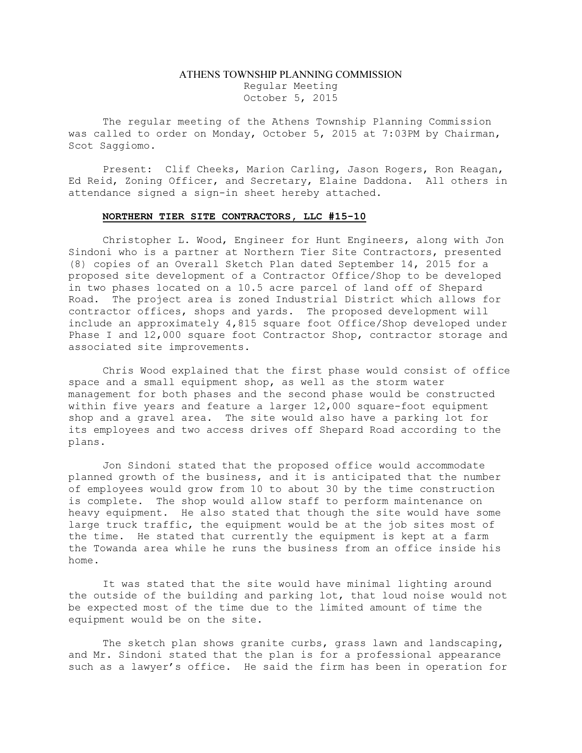# ATHENS TOWNSHIP PLANNING COMMISSION

Regular Meeting
October 5, 2015

The regular meeting of the Athens Township Planning Commission was called to order on Monday, October 5, 2015 at 7:03PM by Chairman, Scot Saggiomo.

Present: Clif Cheeks, Marion Carling, Jason Rogers, Ron Reagan, Ed Reid, Zoning Officer, and Secretary, Elaine Daddona. All others in attendance signed a sign-in sheet hereby attached.

**NORTHERN TIER SITE CONTRACTORS, LLC #15-10**

Christopher L. Wood, Engineer for Hunt Engineers, along with Jon Sindoni who is a partner at Northern Tier Site Contractors, presented (8) copies of an Overall Sketch Plan dated September 14, 2015 for a proposed site development of a Contractor Office/Shop to be developed in two phases located on a 10.5 acre parcel of land off of Shepard Road. The project area is zoned Industrial District which allows for contractor offices, shops and yards. The proposed development will include an approximately 4,815 square foot Office/Shop developed under Phase I and 12,000 square foot Contractor Shop, contractor storage and associated site improvements.

Chris Wood explained that the first phase would consist of office space and a small equipment shop, as well as the storm water management for both phases and the second phase would be constructed within five years and feature a larger 12,000 square-foot equipment shop and a gravel area. The site would also have a parking lot for its employees and two access drives off Shepard Road according to the plans.

Jon Sindoni stated that the proposed office would accommodate planned growth of the business, and it is anticipated that the number of employees would grow from 10 to about 30 by the time construction is complete. The shop would allow staff to perform maintenance on heavy equipment. He also stated that though the site would have some large truck traffic, the equipment would be at the job sites most of the time. He stated that currently the equipment is kept at a farm the Towanda area while he runs the business from an office inside his home.

It was stated that the site would have minimal lighting around the outside of the building and parking lot, that loud noise would not be expected most of the time due to the limited amount of time the equipment would be on the site.

The sketch plan shows granite curbs, grass lawn and landscaping, and Mr. Sindoni stated that the plan is for a professional appearance such as a lawyer's office. He said the firm has been in operation for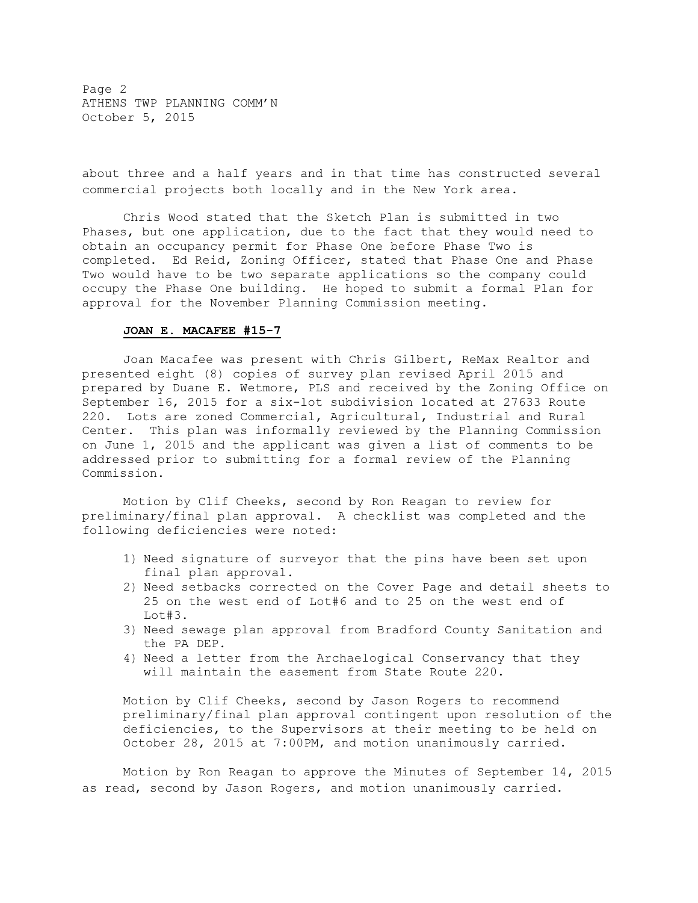about three and a half years and in that time has constructed several commercial projects both locally and in the New York area.

Chris Wood stated that the Sketch Plan is submitted in two Phases, but one application, due to the fact that they would need to obtain an occupancy permit for Phase One before Phase Two is completed. Ed Reid, Zoning Officer, stated that Phase One and Phase Two would have to be two separate applications so the company could occupy the Phase One building. He hoped to submit a formal Plan for approval for the November Planning Commission meeting.

**JOAN E. MACAFEE #15-7**

Joan Macafee was present with Chris Gilbert, ReMax Realtor and presented eight (8) copies of survey plan revised April 2015 and prepared by Duane E. Wetmore, PLS and received by the Zoning Office on September 16, 2015 for a six-lot subdivision located at 27633 Route 220. Lots are zoned Commercial, Agricultural, Industrial and Rural Center. This plan was informally reviewed by the Planning Commission on June 1, 2015 and the applicant was given a list of comments to be addressed prior to submitting for a formal review of the Planning Commission.

Motion by Clif Cheeks, second by Ron Reagan to review for preliminary/final plan approval. A checklist was completed and the following deficiencies were noted:

1) Need signature of surveyor that the pins have been set upon final plan approval.
2) Need setbacks corrected on the Cover Page and detail sheets to 25 on the west end of Lot#6 and to 25 on the west end of Lot#3.
3) Need sewage plan approval from Bradford County Sanitation and the PA DEP.
4) Need a letter from the Archaelogical Conservancy that they will maintain the easement from State Route 220.

Motion by Clif Cheeks, second by Jason Rogers to recommend preliminary/final plan approval contingent upon resolution of the deficiencies, to the Supervisors at their meeting to be held on October 28, 2015 at 7:00PM, and motion unanimously carried.

Motion by Ron Reagan to approve the Minutes of September 14, 2015 as read, second by Jason Rogers, and motion unanimously carried.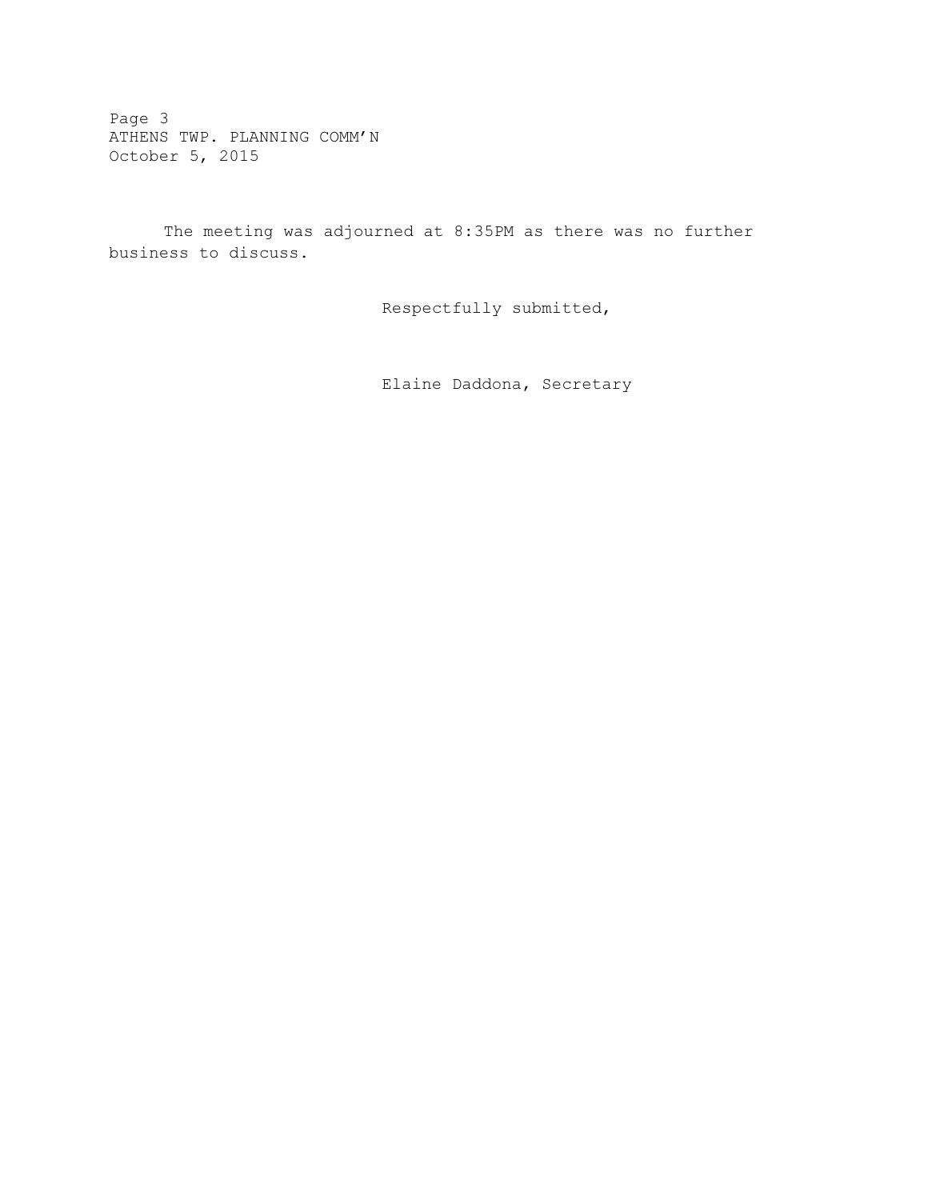The meeting was adjourned at 8:35PM as there was no further business to discuss.

Respectfully submitted,

Elaine Daddona, Secretary